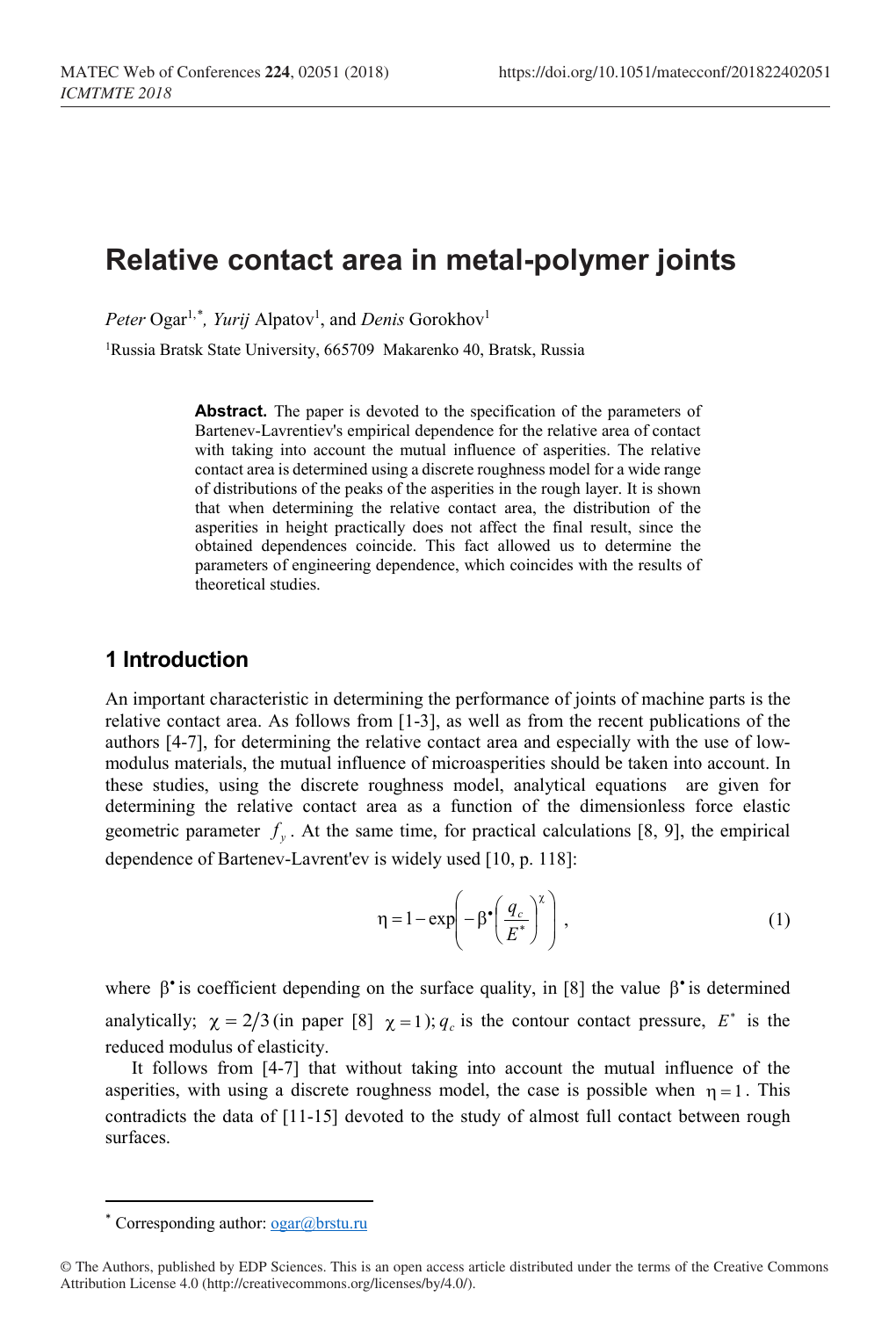# Relative contact area in metal-polymer joints

*Peter* Ogar[1,*], *Yurij* Alpatov[1], and *Denis* Gorokhov[1]

[1]Russia Bratsk State University, 665709 Makarenko 40, Bratsk, Russia

**Abstract.** The paper is devoted to the specification of the parameters of Bartenev-Lavrentiev's empirical dependence for the relative area of contact with taking into account the mutual influence of asperities. The relative contact area is determined using a discrete roughness model for a wide range of distributions of the peaks of the asperities in the rough layer. It is shown that when determining the relative contact area, the distribution of the asperities in height practically does not affect the final result, since the obtained dependences coincide. This fact allowed us to determine the parameters of engineering dependence, which coincides with the results of theoretical studies.

## 1 Introduction

An important characteristic in determining the performance of joints of machine parts is the relative contact area. As follows from [1-3], as well as from the recent publications of the authors [4-7], for determining the relative contact area and especially with the use of low-modulus materials, the mutual influence of microasperities should be taken into account. In these studies, using the discrete roughness model, analytical equations are given for determining the relative contact area as a function of the dimensionless force elastic geometric parameter $f_y$. At the same time, for practical calculations [8, 9], the empirical dependence of Bartenev-Lavrent'ev is widely used [10, p. 118]:

$$\eta = 1 - \exp\left(-\beta^{\bullet}\left(\frac{q_c}{E^*}\right)^{\chi}\right), \tag{1}$$

where $\beta^{\bullet}$ is coefficient depending on the surface quality, in [8] the value $\beta^{\bullet}$ is determined analytically; $\chi = 2/3$ (in paper [8] $\chi = 1$); $q_c$ is the contour contact pressure, $E^*$ is the reduced modulus of elasticity.

It follows from [4-7] that without taking into account the mutual influence of the asperities, with using a discrete roughness model, the case is possible when $\eta = 1$. This contradicts the data of [11-15] devoted to the study of almost full contact between rough surfaces.

* Corresponding author: ogar@brstu.ru

© The Authors, published by EDP Sciences. This is an open access article distributed under the terms of the Creative Commons Attribution License 4.0 (http://creativecommons.org/licenses/by/4.0/).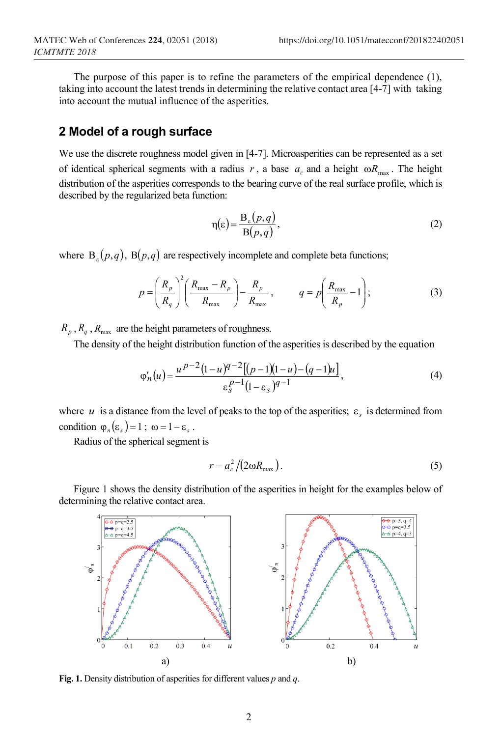The purpose of this paper is to refine the parameters of the empirical dependence (1), taking into account the latest trends in determining the relative contact area [4-7] with taking into account the mutual influence of the asperities.

## 2 Model of a rough surface

We use the discrete roughness model given in [4-7]. Microasperities can be represented as a set of identical spherical segments with a radius $r$, a base $a_c$ and a height $\omega R_{\max}$. The height distribution of the asperities corresponds to the bearing curve of the real surface profile, which is described by the regularized beta function:

$$\eta(\varepsilon) = \frac{\mathrm{B}_{\varepsilon}(p,q)}{\mathrm{B}(p,q)}, \tag{2}$$

where $\mathrm{B}_{\varepsilon}(p,q)$, $\mathrm{B}(p,q)$ are respectively incomplete and complete beta functions;

$$p = \left(\frac{R_p}{R_q}\right)^2 \left(\frac{R_{\max} - R_p}{R_{\max}}\right) - \frac{R_p}{R_{\max}}, \qquad q = p\left(\frac{R_{\max}}{R_p} - 1\right); \tag{3}$$

$R_p$, $R_q$, $R_{\max}$ are the height parameters of roughness.

The density of the height distribution function of the asperities is described by the equation

$$\varphi_n'(u) = \frac{u^{p-2}(1-u)^{q-2}\left[(p-1)(1-u)-(q-1)u\right]}{\varepsilon_s^{p-1}(1-\varepsilon_s)^{q-1}}, \tag{4}$$

where $u$ is a distance from the level of peaks to the top of the asperities; $\varepsilon_s$ is determined from condition $\varphi_n(\varepsilon_s) = 1$; $\omega = 1 - \varepsilon_s$.

Radius of the spherical segment is

$$r = a_c^2 / (2\omega R_{\max}). \tag{5}$$

Figure 1 shows the density distribution of the asperities in height for the examples below of determining the relative contact area.

a) b)

**Fig. 1.** Density distribution of asperities for different values $p$ and $q$.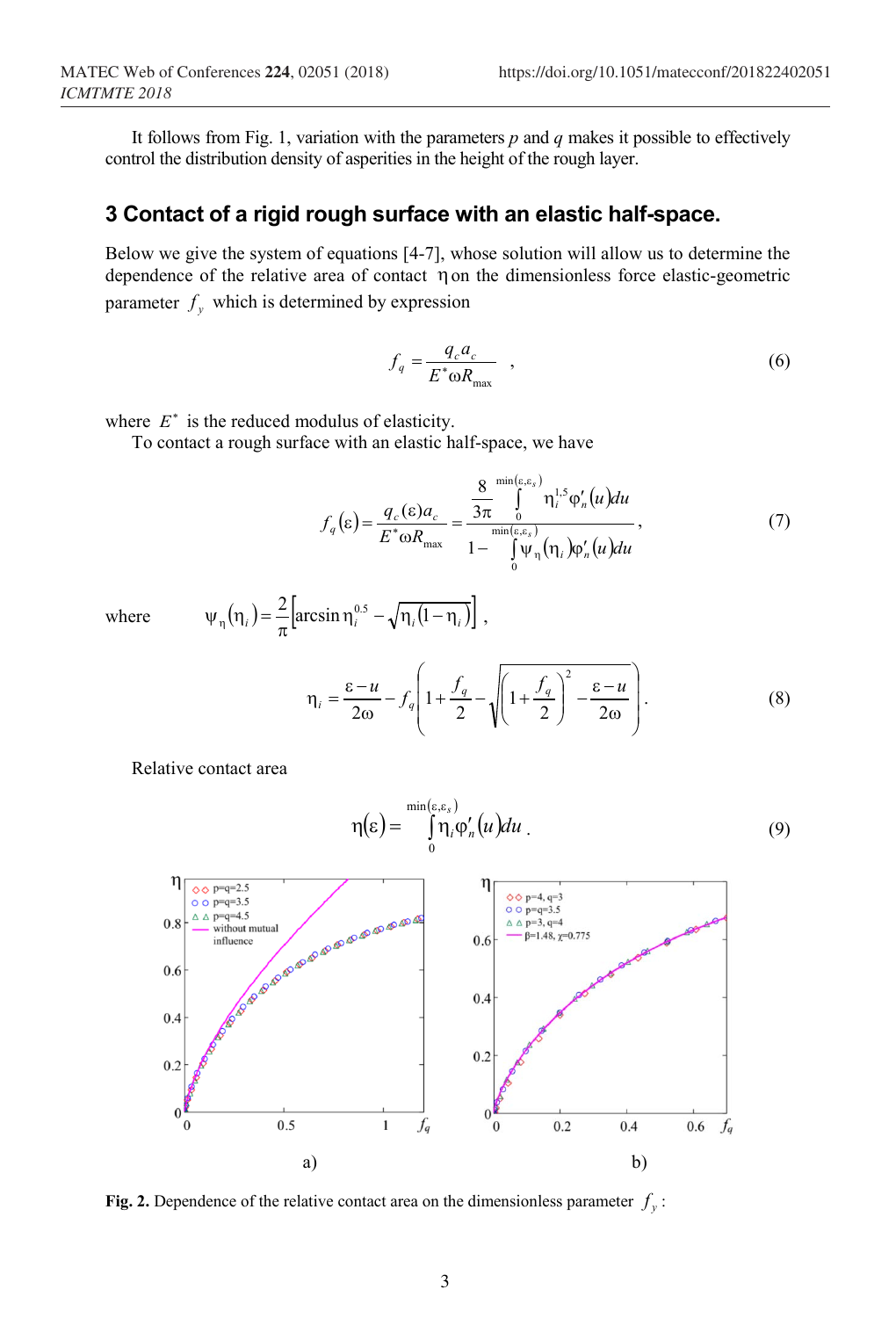It follows from Fig. 1, variation with the parameters $p$ and $q$ makes it possible to effectively control the distribution density of asperities in the height of the rough layer.

## 3 Contact of a rigid rough surface with an elastic half-space.

Below we give the system of equations [4-7], whose solution will allow us to determine the dependence of the relative area of contact $\eta$ on the dimensionless force elastic-geometric parameter $f_y$ which is determined by expression

$$f_q = \frac{q_c a_c}{E^* \omega R_{\max}} \quad , \tag{6}$$

where $E^*$ is the reduced modulus of elasticity.

To contact a rough surface with an elastic half-space, we have

$$f_q(\varepsilon) = \frac{q_c(\varepsilon) a_c}{E^* \omega R_{\max}} = \frac{\dfrac{8}{3\pi} \displaystyle\int_0^{\min(\varepsilon, \varepsilon_s)} \eta_i^{1,5} \varphi_n'(u) du}{1 - \displaystyle\int_0^{\min(\varepsilon, \varepsilon_s)} \psi_\eta(\eta_i) \varphi_n'(u) du}, \tag{7}$$

where $$\psi_\eta(\eta_i) = \frac{2}{\pi}\left[\arcsin \eta_i^{0.5} - \sqrt{\eta_i(1-\eta_i)}\right],$$

$$\eta_i = \frac{\varepsilon - u}{2\omega} - f_q\left(1 + \frac{f_q}{2} - \sqrt{\left(1 + \frac{f_q}{2}\right)^2 - \frac{\varepsilon - u}{2\omega}}\right). \tag{8}$$

Relative contact area

$$\eta(\varepsilon) = \int_0^{\min(\varepsilon, \varepsilon_s)} \eta_i \varphi_n'(u) du . \tag{9}$$

**Fig. 2.** Dependence of the relative contact area on the dimensionless parameter $f_y$ :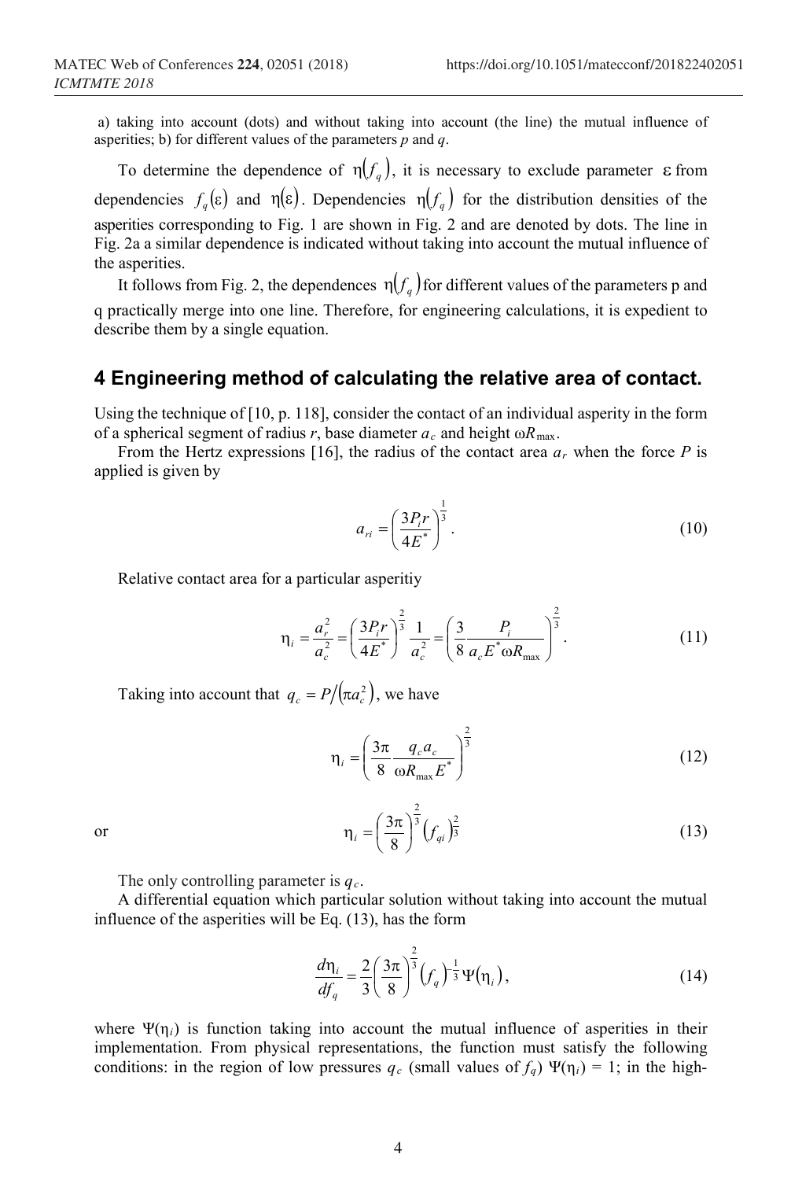a) taking into account (dots) and without taking into account (the line) the mutual influence of asperities; b) for different values of the parameters $p$ and $q$.

To determine the dependence of $\eta(f_q)$, it is necessary to exclude parameter $\varepsilon$ from dependencies $f_q(\varepsilon)$ and $\eta(\varepsilon)$. Dependencies $\eta(f_q)$ for the distribution densities of the asperities corresponding to Fig. 1 are shown in Fig. 2 and are denoted by dots. The line in Fig. 2a a similar dependence is indicated without taking into account the mutual influence of the asperities.

It follows from Fig. 2, the dependences $\eta(f_q)$ for different values of the parameters p and q practically merge into one line. Therefore, for engineering calculations, it is expedient to describe them by a single equation.

## 4 Engineering method of calculating the relative area of contact.

Using the technique of [10, p. 118], consider the contact of an individual asperity in the form of a spherical segment of radius $r$, base diameter $a_c$ and height $\omega R_{\max}$.

From the Hertz expressions [16], the radius of the contact area $a_r$ when the force $P$ is applied is given by

$$a_{ri} = \left( \frac{3P_i r}{4E^*} \right)^{\frac{1}{3}}. \tag{10}$$

Relative contact area for a particular asperitiy

$$\eta_i = \frac{a_r^2}{a_c^2} = \left( \frac{3P_i r}{4E^*} \right)^{\frac{2}{3}} \frac{1}{a_c^2} = \left( \frac{3}{8} \frac{P_i}{a_c E^* \omega R_{\max}} \right)^{\frac{2}{3}}. \tag{11}$$

Taking into account that $q_c = P/(\pi a_c^2)$, we have

$$\eta_i = \left( \frac{3\pi}{8} \frac{q_c a_c}{\omega R_{\max} E^*} \right)^{\frac{2}{3}} \tag{12}$$

or

$$\eta_i = \left( \frac{3\pi}{8} \right)^{\frac{2}{3}} \left( f_{qi} \right)^{\frac{2}{3}} \tag{13}$$

The only controlling parameter is $q_c$.

A differential equation which particular solution without taking into account the mutual influence of the asperities will be Eq. (13), has the form

$$\frac{d\eta_i}{df_q} = \frac{2}{3} \left( \frac{3\pi}{8} \right)^{\frac{2}{3}} \left( f_q \right)^{-\frac{1}{3}} \Psi(\eta_i), \tag{14}$$

where $\Psi(\eta_i)$ is function taking into account the mutual influence of asperities in their implementation. From physical representations, the function must satisfy the following conditions: in the region of low pressures $q_c$ (small values of $f_q$) $\Psi(\eta_i) = 1$; in the high-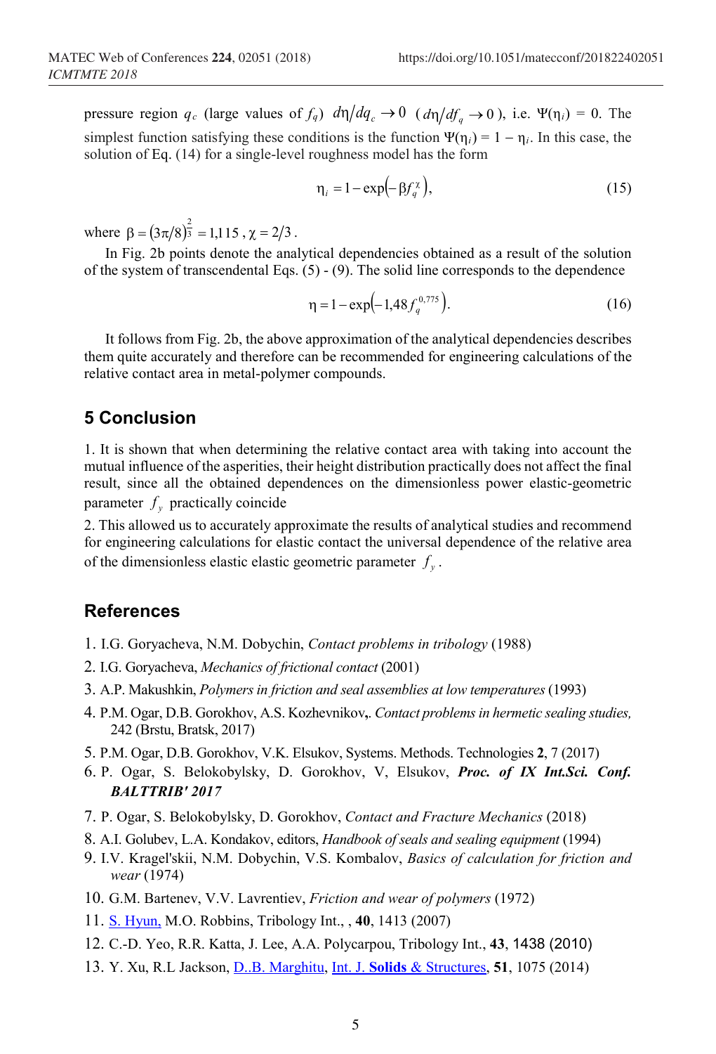pressure region $q_c$ (large values of $f_q$) $d\eta/dq_c \to 0$ ($d\eta/df_q \to 0$), i.e. $\Psi(\eta_i)$ = 0. The simplest function satisfying these conditions is the function $\Psi(\eta_i) = 1 - \eta_i$. In this case, the solution of Eq. (14) for a single-level roughness model has the form

$$\eta_i = 1 - \exp\left(-\beta f_q^{\chi}\right), \tag{15}$$

where $\beta = (3\pi/8)^{\frac{2}{3}} = 1{,}115$, $\chi = 2/3$.

In Fig. 2b points denote the analytical dependencies obtained as a result of the solution of the system of transcendental Eqs. (5) - (9). The solid line corresponds to the dependence

$$\eta = 1 - \exp\left(-1{,}48 f_q^{0{,}775}\right). \tag{16}$$

It follows from Fig. 2b, the above approximation of the analytical dependencies describes them quite accurately and therefore can be recommended for engineering calculations of the relative contact area in metal-polymer compounds.

## 5 Conclusion

1. It is shown that when determining the relative contact area with taking into account the mutual influence of the asperities, their height distribution practically does not affect the final result, since all the obtained dependences on the dimensionless power elastic-geometric parameter $f_y$ practically coincide

2. This allowed us to accurately approximate the results of analytical studies and recommend for engineering calculations for elastic contact the universal dependence of the relative area of the dimensionless elastic elastic geometric parameter $f_y$.

## References

1. I.G. Goryacheva, N.M. Dobychin, *Contact problems in tribology* (1988)
2. I.G. Goryacheva, *Mechanics of frictional contact* (2001)
3. A.P. Makushkin, *Polymers in friction and seal assemblies at low temperatures* (1993)
4. P.M. Ogar, D.B. Gorokhov, A.S. Kozhevnikov,. *Contact problems in hermetic sealing studies,* 242 (Brstu, Bratsk, 2017)
5. P.M. Ogar, D.B. Gorokhov, V.K. Elsukov, Systems. Methods. Technologies **2**, 7 (2017)
6. P. Ogar, S. Belokobylsky, D. Gorokhov, V, Elsukov, ***Proc. of IX Int.Sci. Conf. BALTTRIB' 2017***
7. P. Ogar, S. Belokobylsky, D. Gorokhov, *Contact and Fracture Mechanics* (2018)
8. A.I. Golubev, L.A. Kondakov, editors, *Handbook of seals and sealing equipment* (1994)
9. I.V. Kragel'skii, N.M. Dobychin, V.S. Kombalov, *Basics of calculation for friction and wear* (1974)
10. G.M. Bartenev, V.V. Lavrentiev, *Friction and wear of polymers* (1972)
11. S. Hyun, M.O. Robbins, Tribology Int., , **40**, 1413 (2007)
12. C.-D. Yeo, R.R. Katta, J. Lee, A.A. Polycarpou, Tribology Int., **43**, 1438 (2010)
13. Y. Xu, R.L Jackson, D..B. Marghitu, Int. J. **Solids** & Structures, **51**, 1075 (2014)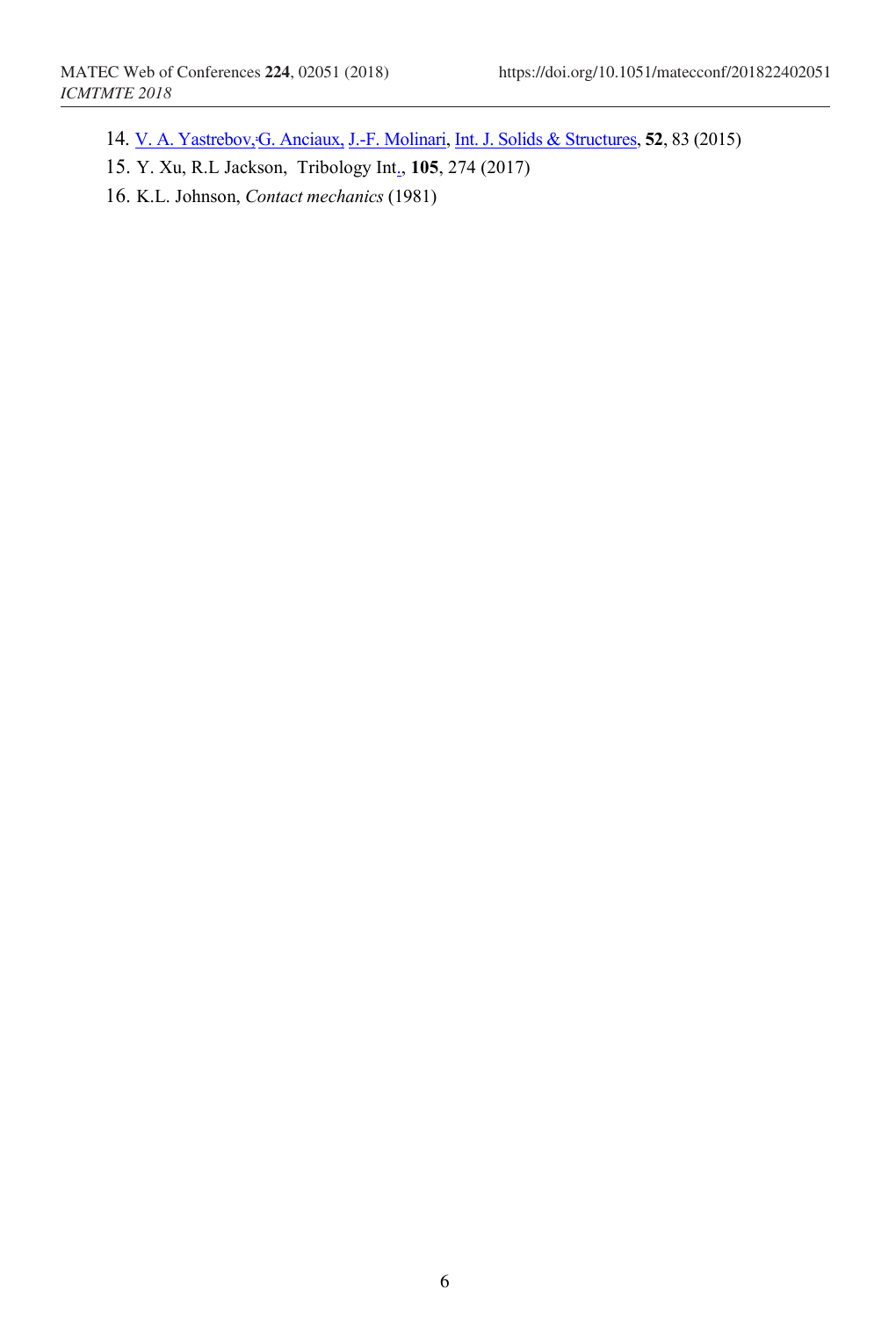14. V. A. Yastrebov, G. Anciaux, J.-F. Molinari, Int. J. Solids & Structures, **52**, 83 (2015)
15. Y. Xu, R.L Jackson, Tribology Int., **105**, 274 (2017)
16. K.L. Johnson, *Contact mechanics* (1981)